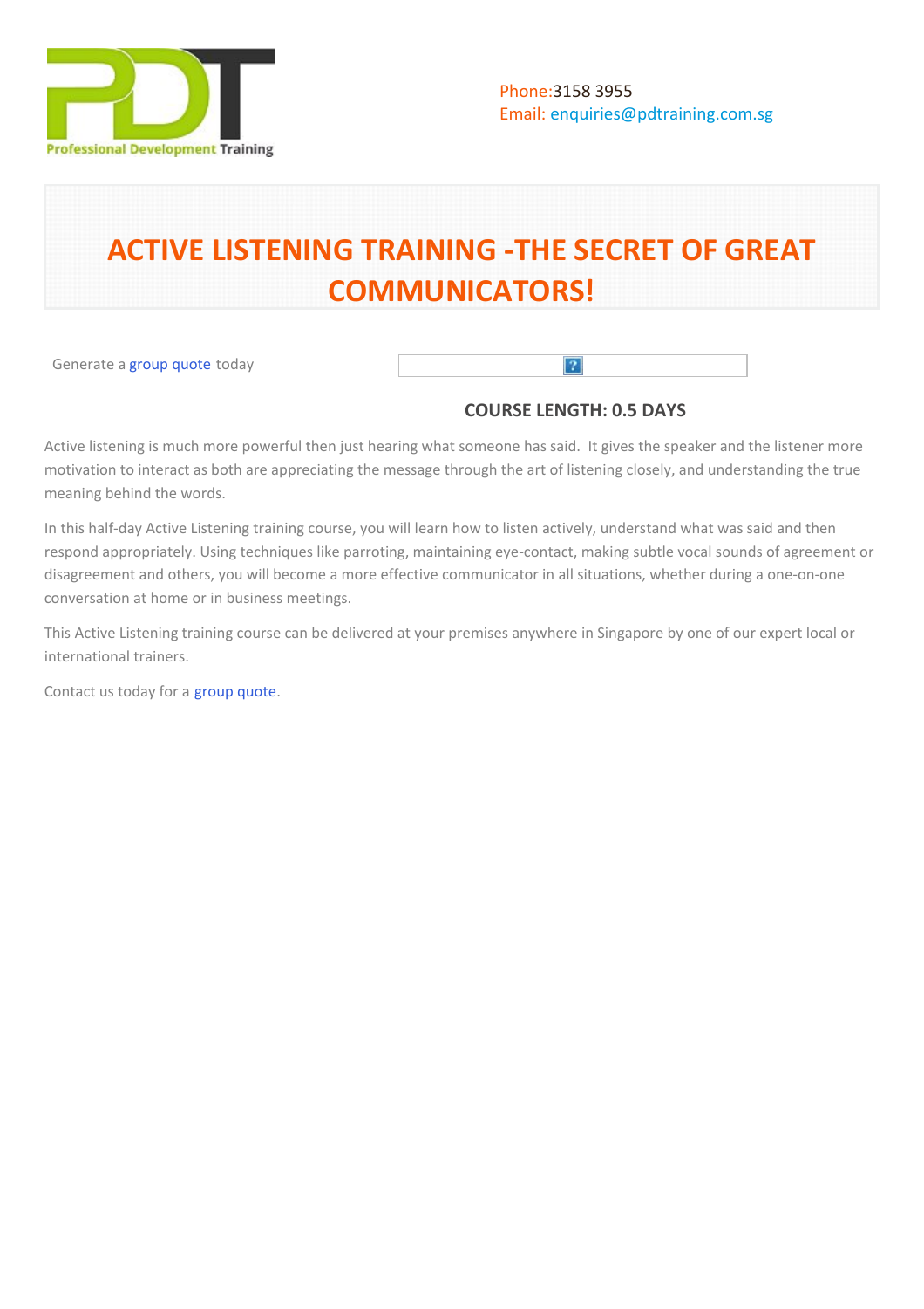Professional Development Training

Phone:3158 3955
Email: enquiries@pdtraining.com.sg

# ACTIVE LISTENING TRAINING -THE SECRET OF GREAT COMMUNICATORS!

Generate a group quote today

**COURSE LENGTH: 0.5 DAYS**

Active listening is much more powerful then just hearing what someone has said. It gives the speaker and the listener more motivation to interact as both are appreciating the message through the art of listening closely, and understanding the true meaning behind the words.

In this half-day Active Listening training course, you will learn how to listen actively, understand what was said and then respond appropriately. Using techniques like parroting, maintaining eye-contact, making subtle vocal sounds of agreement or disagreement and others, you will become a more effective communicator in all situations, whether during a one-on-one conversation at home or in business meetings.

This Active Listening training course can be delivered at your premises anywhere in Singapore by one of our expert local or international trainers.

Contact us today for a group quote.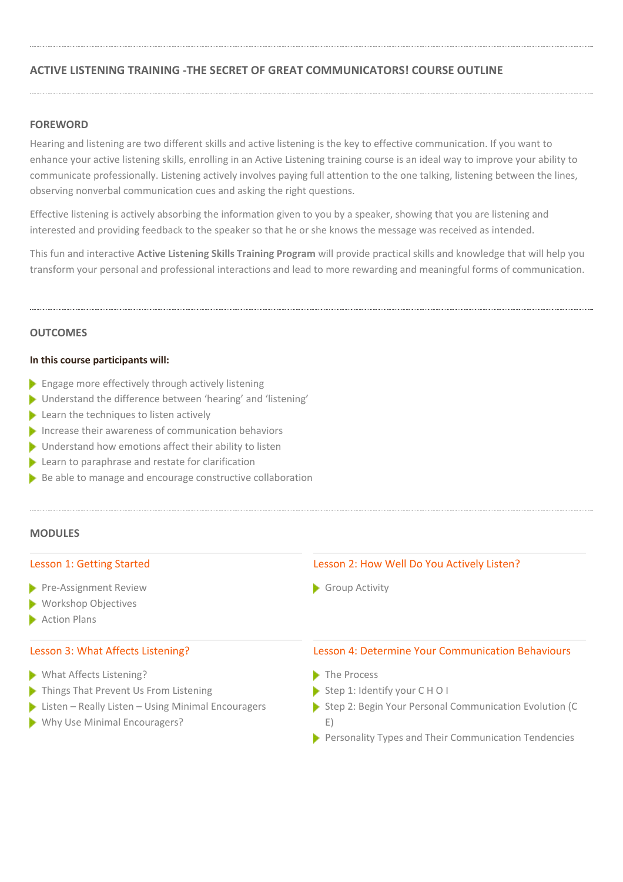## ACTIVE LISTENING TRAINING -THE SECRET OF GREAT COMMUNICATORS! COURSE OUTLINE

### FOREWORD

Hearing and listening are two different skills and active listening is the key to effective communication. If you want to enhance your active listening skills, enrolling in an Active Listening training course is an ideal way to improve your ability to communicate professionally. Listening actively involves paying full attention to the one talking, listening between the lines, observing nonverbal communication cues and asking the right questions.

Effective listening is actively absorbing the information given to you by a speaker, showing that you are listening and interested and providing feedback to the speaker so that he or she knows the message was received as intended.

This fun and interactive **Active Listening Skills Training Program** will provide practical skills and knowledge that will help you transform your personal and professional interactions and lead to more rewarding and meaningful forms of communication.

### OUTCOMES

**In this course participants will:**

- Engage more effectively through actively listening
- Understand the difference between 'hearing' and 'listening'
- Learn the techniques to listen actively
- Increase their awareness of communication behaviors
- Understand how emotions affect their ability to listen
- Learn to paraphrase and restate for clarification
- Be able to manage and encourage constructive collaboration

### MODULES

#### Lesson 1: Getting Started

- Pre-Assignment Review
- Workshop Objectives
- Action Plans

#### Lesson 2: How Well Do You Actively Listen?

- Group Activity

#### Lesson 3: What Affects Listening?

- What Affects Listening?
- Things That Prevent Us From Listening
- Listen – Really Listen – Using Minimal Encouragers
- Why Use Minimal Encouragers?

#### Lesson 4: Determine Your Communication Behaviours

- The Process
- Step 1: Identify your C H O I
- Step 2: Begin Your Personal Communication Evolution (C E)
- Personality Types and Their Communication Tendencies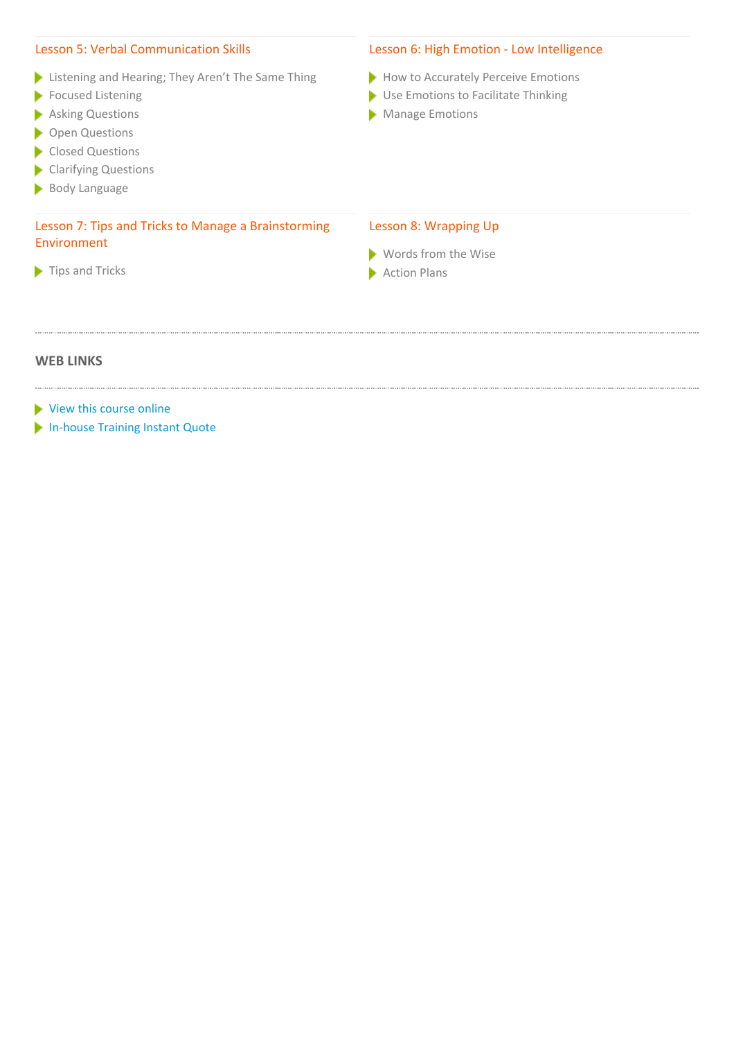### Lesson 5: Verbal Communication Skills

- Listening and Hearing; They Aren’t The Same Thing
- Focused Listening
- Asking Questions
- Open Questions
- Closed Questions
- Clarifying Questions
- Body Language

### Lesson 6: High Emotion - Low Intelligence

- How to Accurately Perceive Emotions
- Use Emotions to Facilitate Thinking
- Manage Emotions

### Lesson 7: Tips and Tricks to Manage a Brainstorming Environment

- Tips and Tricks

### Lesson 8: Wrapping Up

- Words from the Wise
- Action Plans

## WEB LINKS

- View this course online
- In-house Training Instant Quote